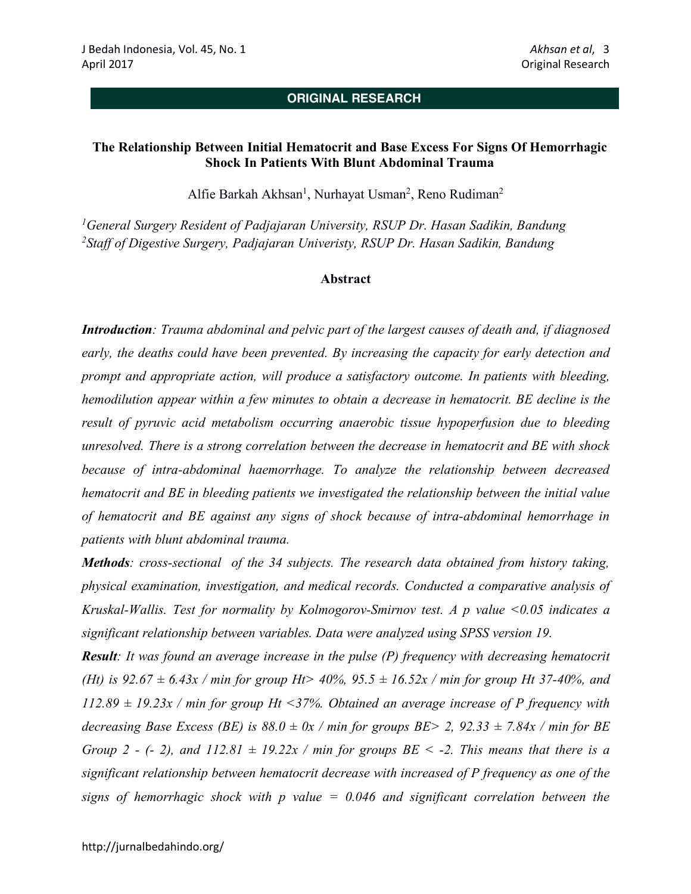**ORIGINAL RESEARCH**

# The Relationship Between Initial Hematocrit and Base Excess For Signs Of Hemorrhagic Shock In Patients With Blunt Abdominal Trauma

Alfie Barkah Akhsan[1], Nurhayat Usman[2], Reno Rudiman[2]

[1]*General Surgery Resident of Padjajaran University, RSUP Dr. Hasan Sadikin, Bandung*
[2]*Staff of Digestive Surgery, Padjajaran Univeristy, RSUP Dr. Hasan Sadikin, Bandung*

## Abstract

***Introduction**: Trauma abdominal and pelvic part of the largest causes of death and, if diagnosed early, the deaths could have been prevented. By increasing the capacity for early detection and prompt and appropriate action, will produce a satisfactory outcome. In patients with bleeding, hemodilution appear within a few minutes to obtain a decrease in hematocrit. BE decline is the result of pyruvic acid metabolism occurring anaerobic tissue hypoperfusion due to bleeding unresolved. There is a strong correlation between the decrease in hematocrit and BE with shock because of intra-abdominal haemorrhage. To analyze the relationship between decreased hematocrit and BE in bleeding patients we investigated the relationship between the initial value of hematocrit and BE against any signs of shock because of intra-abdominal hemorrhage in patients with blunt abdominal trauma.*

***Methods**: cross-sectional of the 34 subjects. The research data obtained from history taking, physical examination, investigation, and medical records. Conducted a comparative analysis of Kruskal-Wallis. Test for normality by Kolmogorov-Smirnov test. A p value <0.05 indicates a significant relationship between variables. Data were analyzed using SPSS version 19.*

***Result**: It was found an average increase in the pulse (P) frequency with decreasing hematocrit (Ht) is 92.67 ± 6.43x / min for group Ht> 40%, 95.5 ± 16.52x / min for group Ht 37-40%, and 112.89 ± 19.23x / min for group Ht <37%. Obtained an average increase of P frequency with decreasing Base Excess (BE) is 88.0 ± 0x / min for groups BE> 2, 92.33 ± 7.84x / min for BE Group 2 - (- 2), and 112.81 ± 19.22x / min for groups BE < -2. This means that there is a significant relationship between hematocrit decrease with increased of P frequency as one of the signs of hemorrhagic shock with p value = 0.046 and significant correlation between the*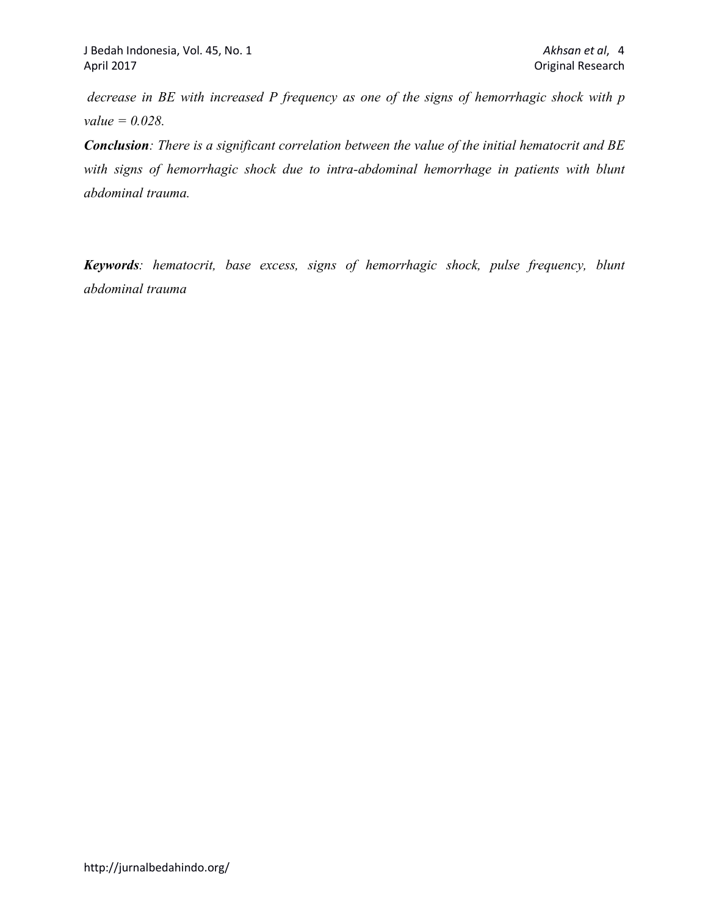*decrease in BE with increased P frequency as one of the signs of hemorrhagic shock with p value = 0.028.*

***Conclusion**: There is a significant correlation between the value of the initial hematocrit and BE with signs of hemorrhagic shock due to intra-abdominal hemorrhage in patients with blunt abdominal trauma.*

***Keywords**: hematocrit, base excess, signs of hemorrhagic shock, pulse frequency, blunt abdominal trauma*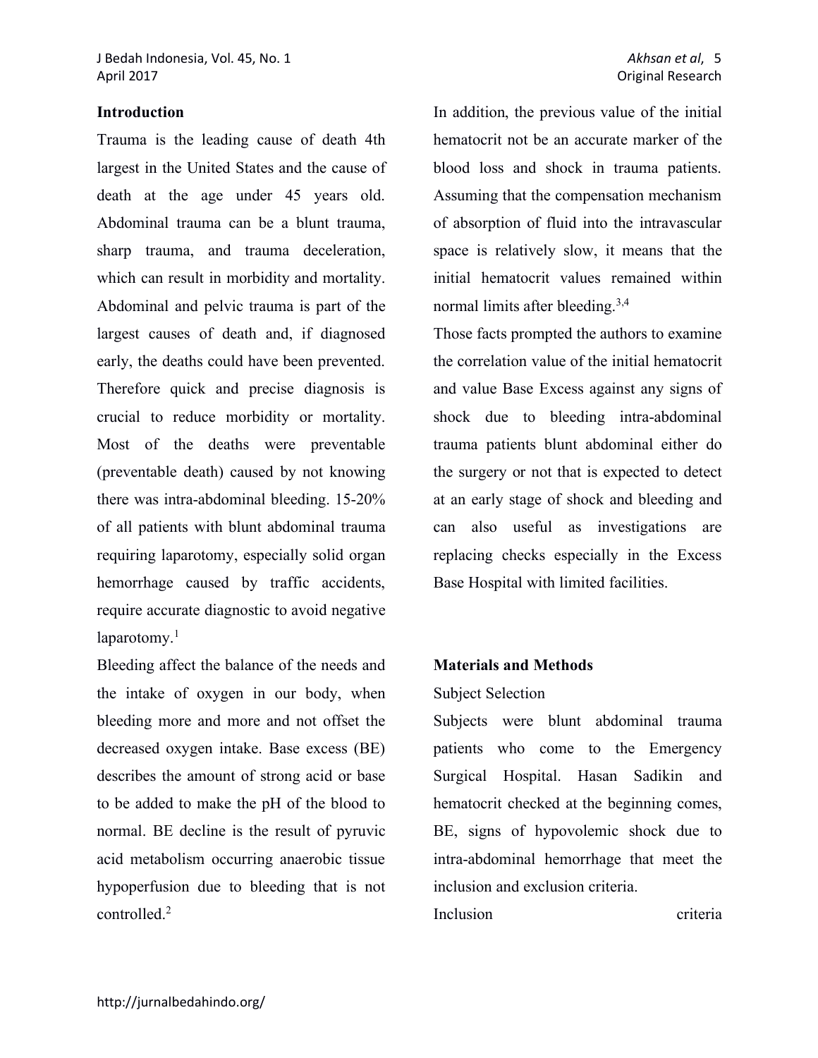## Introduction

Trauma is the leading cause of death 4th largest in the United States and the cause of death at the age under 45 years old. Abdominal trauma can be a blunt trauma, sharp trauma, and trauma deceleration, which can result in morbidity and mortality. Abdominal and pelvic trauma is part of the largest causes of death and, if diagnosed early, the deaths could have been prevented. Therefore quick and precise diagnosis is crucial to reduce morbidity or mortality. Most of the deaths were preventable (preventable death) caused by not knowing there was intra-abdominal bleeding. 15-20% of all patients with blunt abdominal trauma requiring laparotomy, especially solid organ hemorrhage caused by traffic accidents, require accurate diagnostic to avoid negative laparotomy.[1]

Bleeding affect the balance of the needs and the intake of oxygen in our body, when bleeding more and more and not offset the decreased oxygen intake. Base excess (BE) describes the amount of strong acid or base to be added to make the pH of the blood to normal. BE decline is the result of pyruvic acid metabolism occurring anaerobic tissue hypoperfusion due to bleeding that is not controlled.[2]

In addition, the previous value of the initial hematocrit not be an accurate marker of the blood loss and shock in trauma patients. Assuming that the compensation mechanism of absorption of fluid into the intravascular space is relatively slow, it means that the initial hematocrit values remained within normal limits after bleeding.[3,4]

Those facts prompted the authors to examine the correlation value of the initial hematocrit and value Base Excess against any signs of shock due to bleeding intra-abdominal trauma patients blunt abdominal either do the surgery or not that is expected to detect at an early stage of shock and bleeding and can also useful as investigations are replacing checks especially in the Excess Base Hospital with limited facilities.

## Materials and Methods

Subject Selection

Subjects were blunt abdominal trauma patients who come to the Emergency Surgical Hospital. Hasan Sadikin and hematocrit checked at the beginning comes, BE, signs of hypovolemic shock due to intra-abdominal hemorrhage that meet the inclusion and exclusion criteria.

Inclusion criteria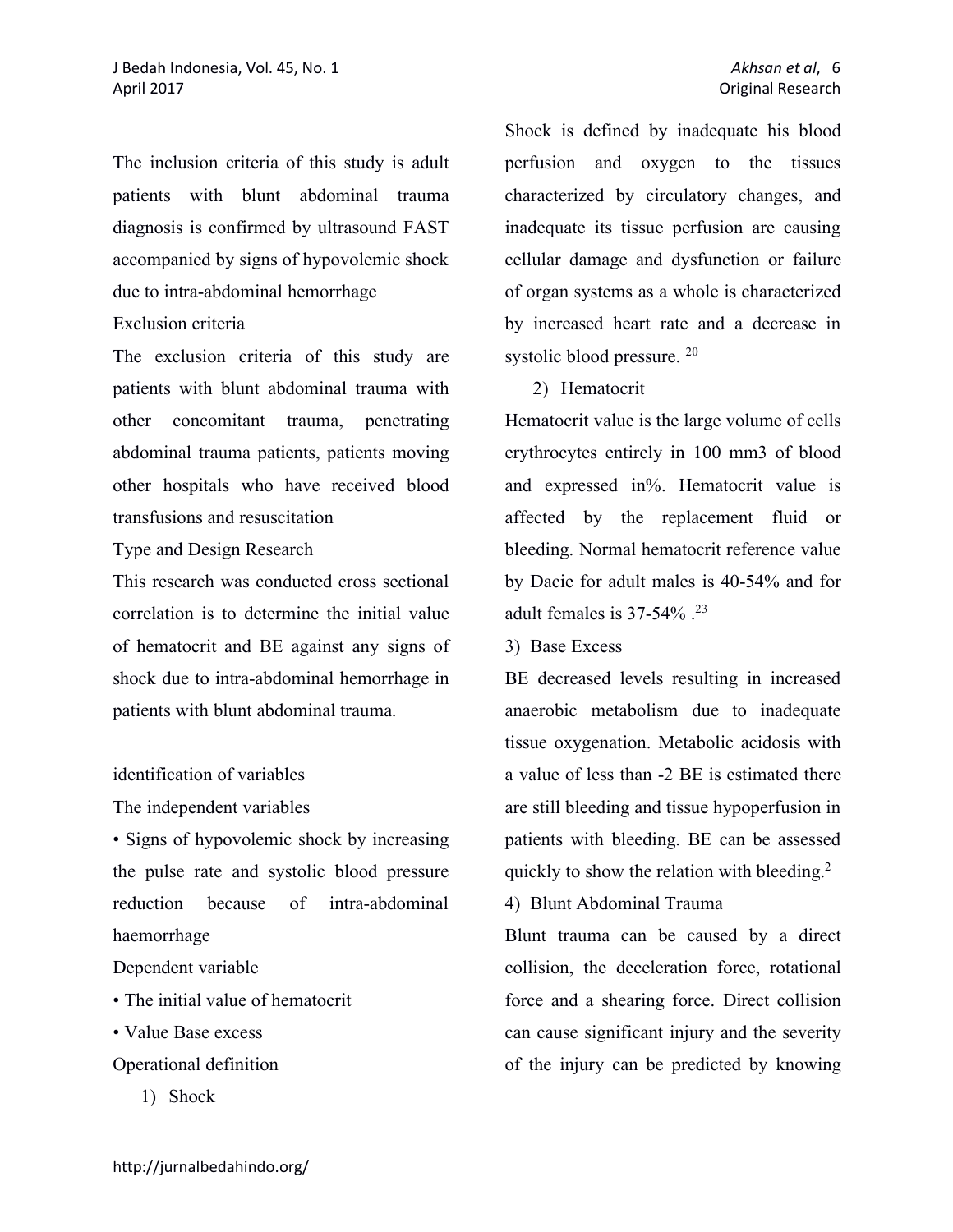The inclusion criteria of this study is adult patients with blunt abdominal trauma diagnosis is confirmed by ultrasound FAST accompanied by signs of hypovolemic shock due to intra-abdominal hemorrhage

Exclusion criteria

The exclusion criteria of this study are patients with blunt abdominal trauma with other concomitant trauma, penetrating abdominal trauma patients, patients moving other hospitals who have received blood transfusions and resuscitation

Type and Design Research

This research was conducted cross sectional correlation is to determine the initial value of hematocrit and BE against any signs of shock due to intra-abdominal hemorrhage in patients with blunt abdominal trauma.

identification of variables

The independent variables

- Signs of hypovolemic shock by increasing the pulse rate and systolic blood pressure reduction because of intra-abdominal haemorrhage

Dependent variable

- The initial value of hematocrit
- Value Base excess

Operational definition

1) Shock

Shock is defined by inadequate his blood perfusion and oxygen to the tissues characterized by circulatory changes, and inadequate its tissue perfusion are causing cellular damage and dysfunction or failure of organ systems as a whole is characterized by increased heart rate and a decrease in systolic blood pressure. [20]

2) Hematocrit

Hematocrit value is the large volume of cells erythrocytes entirely in 100 mm3 of blood and expressed in%. Hematocrit value is affected by the replacement fluid or bleeding. Normal hematocrit reference value by Dacie for adult males is 40-54% and for adult females is 37-54% .[23]

3) Base Excess

BE decreased levels resulting in increased anaerobic metabolism due to inadequate tissue oxygenation. Metabolic acidosis with a value of less than -2 BE is estimated there are still bleeding and tissue hypoperfusion in patients with bleeding. BE can be assessed quickly to show the relation with bleeding.[2]

4) Blunt Abdominal Trauma

Blunt trauma can be caused by a direct collision, the deceleration force, rotational force and a shearing force. Direct collision can cause significant injury and the severity of the injury can be predicted by knowing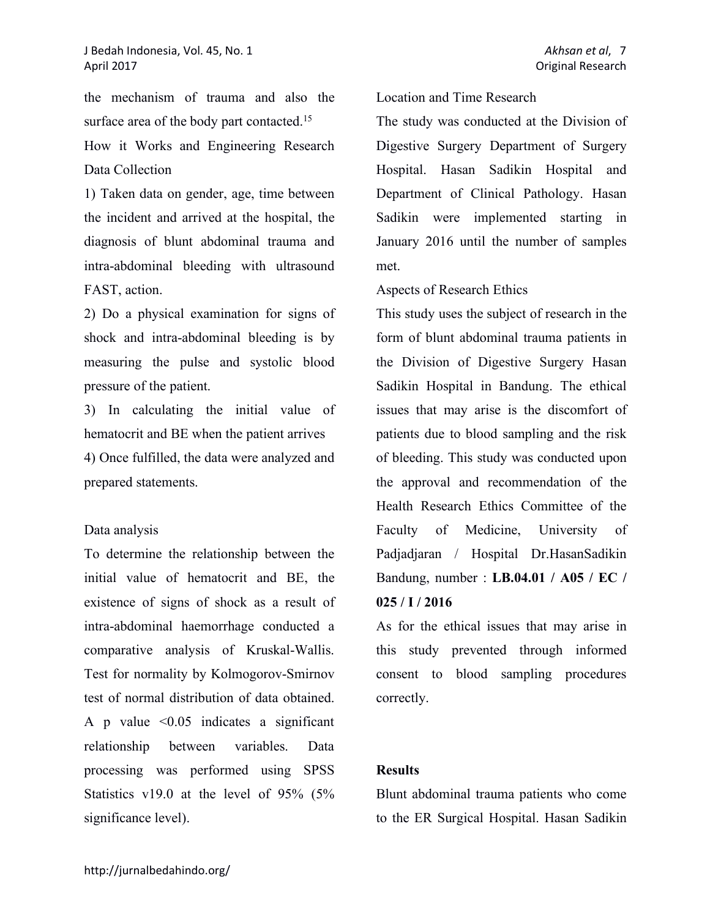the mechanism of trauma and also the surface area of the body part contacted.[15]

How it Works and Engineering Research Data Collection

1) Taken data on gender, age, time between the incident and arrived at the hospital, the diagnosis of blunt abdominal trauma and intra-abdominal bleeding with ultrasound FAST, action.

2) Do a physical examination for signs of shock and intra-abdominal bleeding is by measuring the pulse and systolic blood pressure of the patient.

3) In calculating the initial value of hematocrit and BE when the patient arrives

4) Once fulfilled, the data were analyzed and prepared statements.

Data analysis

To determine the relationship between the initial value of hematocrit and BE, the existence of signs of shock as a result of intra-abdominal haemorrhage conducted a comparative analysis of Kruskal-Wallis. Test for normality by Kolmogorov-Smirnov test of normal distribution of data obtained. A p value <0.05 indicates a significant relationship between variables. Data processing was performed using SPSS Statistics v19.0 at the level of 95% (5% significance level).

Location and Time Research

The study was conducted at the Division of Digestive Surgery Department of Surgery Hospital. Hasan Sadikin Hospital and Department of Clinical Pathology. Hasan Sadikin were implemented starting in January 2016 until the number of samples met.

Aspects of Research Ethics

This study uses the subject of research in the form of blunt abdominal trauma patients in the Division of Digestive Surgery Hasan Sadikin Hospital in Bandung. The ethical issues that may arise is the discomfort of patients due to blood sampling and the risk of bleeding. This study was conducted upon the approval and recommendation of the Health Research Ethics Committee of the Faculty of Medicine, University of Padjadjaran / Hospital Dr.HasanSadikin Bandung, number : **LB.04.01 / A05 / EC / 025 / I / 2016**

As for the ethical issues that may arise in this study prevented through informed consent to blood sampling procedures correctly.

## Results

Blunt abdominal trauma patients who come to the ER Surgical Hospital. Hasan Sadikin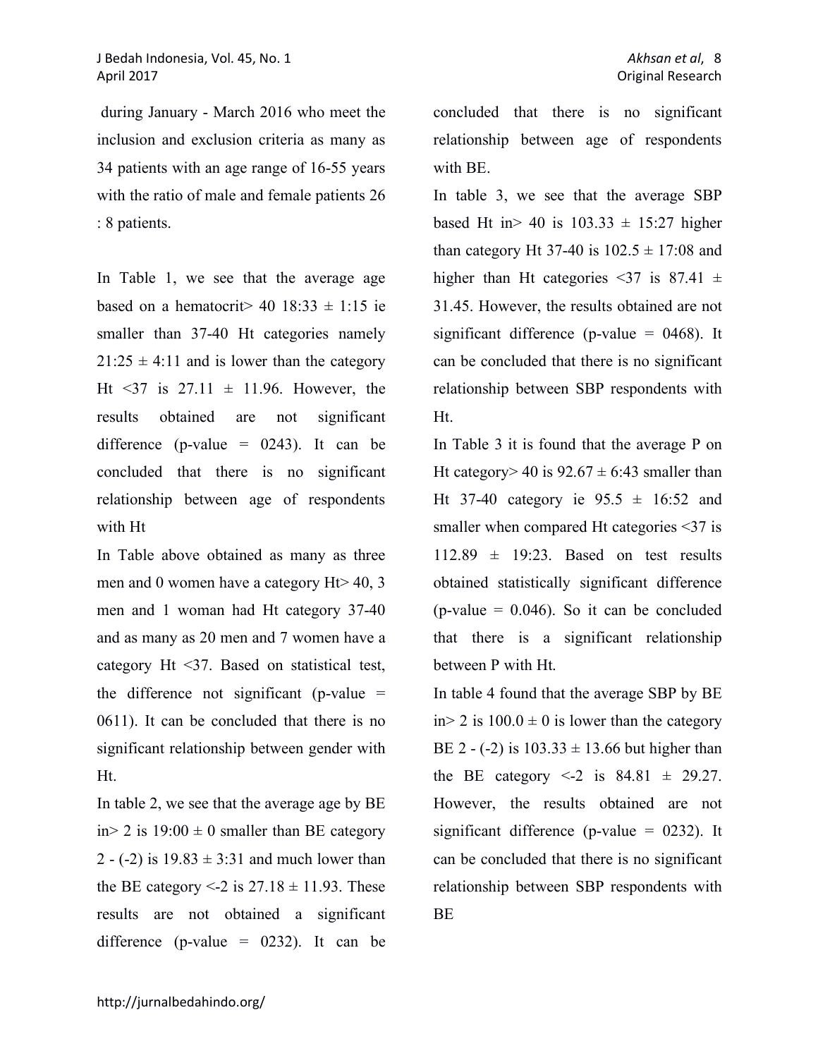during January - March 2016 who meet the inclusion and exclusion criteria as many as 34 patients with an age range of 16-55 years with the ratio of male and female patients 26 : 8 patients.

In Table 1, we see that the average age based on a hematocrit> 40 18:33 ± 1:15 ie smaller than 37-40 Ht categories namely 21:25 ± 4:11 and is lower than the category Ht <37 is 27.11 ± 11.96. However, the results obtained are not significant difference (p-value = 0243). It can be concluded that there is no significant relationship between age of respondents with Ht

In Table above obtained as many as three men and 0 women have a category Ht> 40, 3 men and 1 woman had Ht category 37-40 and as many as 20 men and 7 women have a category Ht <37. Based on statistical test, the difference not significant (p-value = 0611). It can be concluded that there is no significant relationship between gender with Ht.

In table 2, we see that the average age by BE in> 2 is 19:00 ± 0 smaller than BE category 2 - (-2) is 19.83 ± 3:31 and much lower than the BE category <-2 is 27.18 ± 11.93. These results are not obtained a significant difference (p-value = 0232). It can be concluded that there is no significant relationship between age of respondents with BE.

In table 3, we see that the average SBP based Ht in> 40 is 103.33 ± 15:27 higher than category Ht 37-40 is 102.5 ± 17:08 and higher than Ht categories <37 is 87.41 ± 31.45. However, the results obtained are not significant difference (p-value = 0468). It can be concluded that there is no significant relationship between SBP respondents with Ht.

In Table 3 it is found that the average P on Ht category> 40 is 92.67 ± 6:43 smaller than Ht 37-40 category ie 95.5 ± 16:52 and smaller when compared Ht categories <37 is 112.89 ± 19:23. Based on test results obtained statistically significant difference (p-value = 0.046). So it can be concluded that there is a significant relationship between P with Ht.

In table 4 found that the average SBP by BE in> 2 is 100.0 ± 0 is lower than the category BE 2 - (-2) is 103.33 ± 13.66 but higher than the BE category <-2 is 84.81 ± 29.27. However, the results obtained are not significant difference (p-value = 0232). It can be concluded that there is no significant relationship between SBP respondents with BE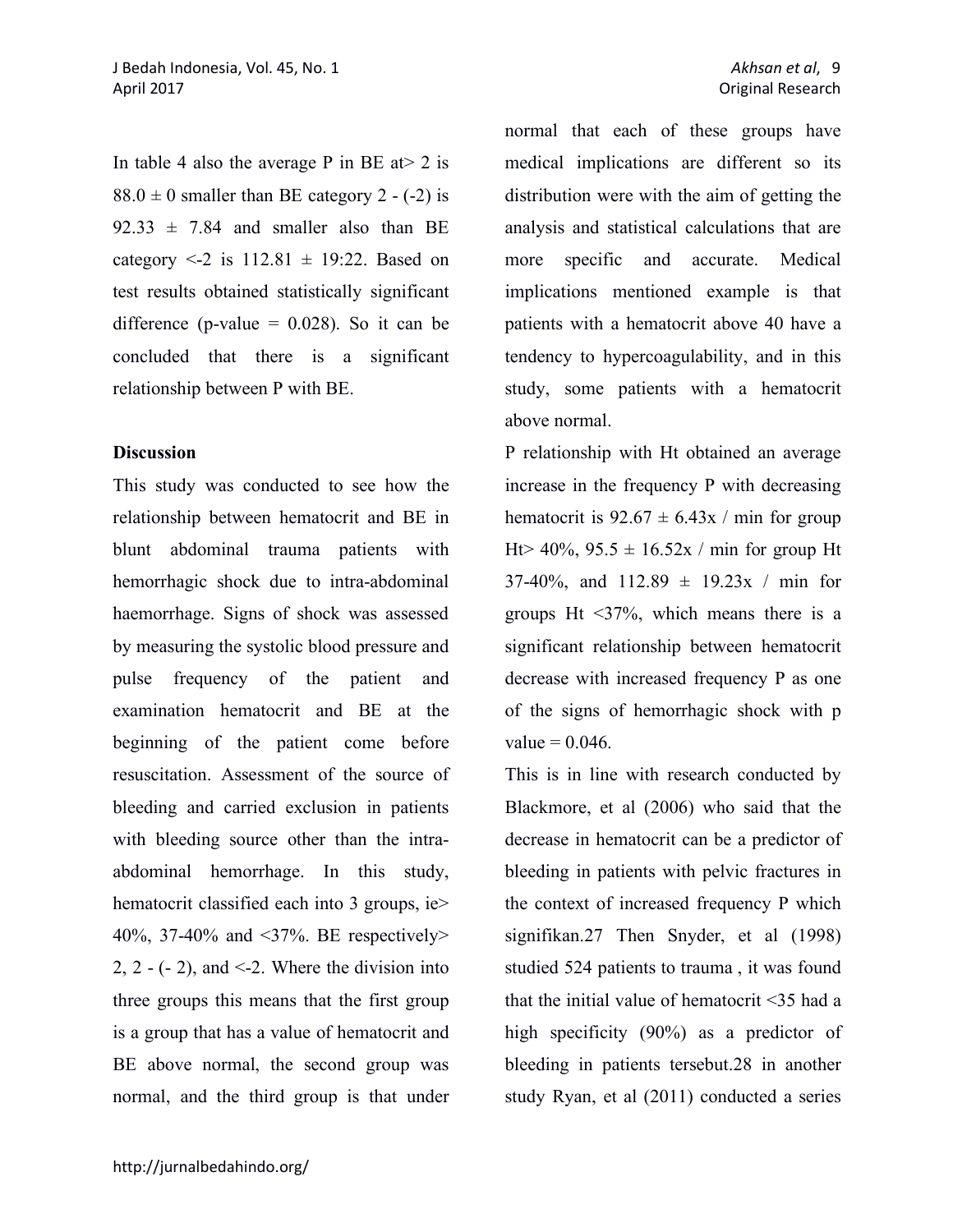In table 4 also the average P in BE at> 2 is 88.0 ± 0 smaller than BE category 2 - (-2) is 92.33 ± 7.84 and smaller also than BE category <-2 is 112.81 ± 19:22. Based on test results obtained statistically significant difference (p-value = 0.028). So it can be concluded that there is a significant relationship between P with BE.

**Discussion**

This study was conducted to see how the relationship between hematocrit and BE in blunt abdominal trauma patients with hemorrhagic shock due to intra-abdominal haemorrhage. Signs of shock was assessed by measuring the systolic blood pressure and pulse frequency of the patient and examination hematocrit and BE at the beginning of the patient come before resuscitation. Assessment of the source of bleeding and carried exclusion in patients with bleeding source other than the intra-abdominal hemorrhage. In this study, hematocrit classified each into 3 groups, ie> 40%, 37-40% and <37%. BE respectively> 2, 2 - (- 2), and <-2. Where the division into three groups this means that the first group is a group that has a value of hematocrit and BE above normal, the second group was normal, and the third group is that under normal that each of these groups have medical implications are different so its distribution were with the aim of getting the analysis and statistical calculations that are more specific and accurate. Medical implications mentioned example is that patients with a hematocrit above 40 have a tendency to hypercoagulability, and in this study, some patients with a hematocrit above normal.

P relationship with Ht obtained an average increase in the frequency P with decreasing hematocrit is 92.67 ± 6.43x / min for group Ht> 40%, 95.5 ± 16.52x / min for group Ht 37-40%, and 112.89 ± 19.23x / min for groups Ht <37%, which means there is a significant relationship between hematocrit decrease with increased frequency P as one of the signs of hemorrhagic shock with p value = 0.046.

This is in line with research conducted by Blackmore, et al (2006) who said that the decrease in hematocrit can be a predictor of bleeding in patients with pelvic fractures in the context of increased frequency P which signifikan.27 Then Snyder, et al (1998) studied 524 patients to trauma , it was found that the initial value of hematocrit <35 had a high specificity (90%) as a predictor of bleeding in patients tersebut.28 in another study Ryan, et al (2011) conducted a series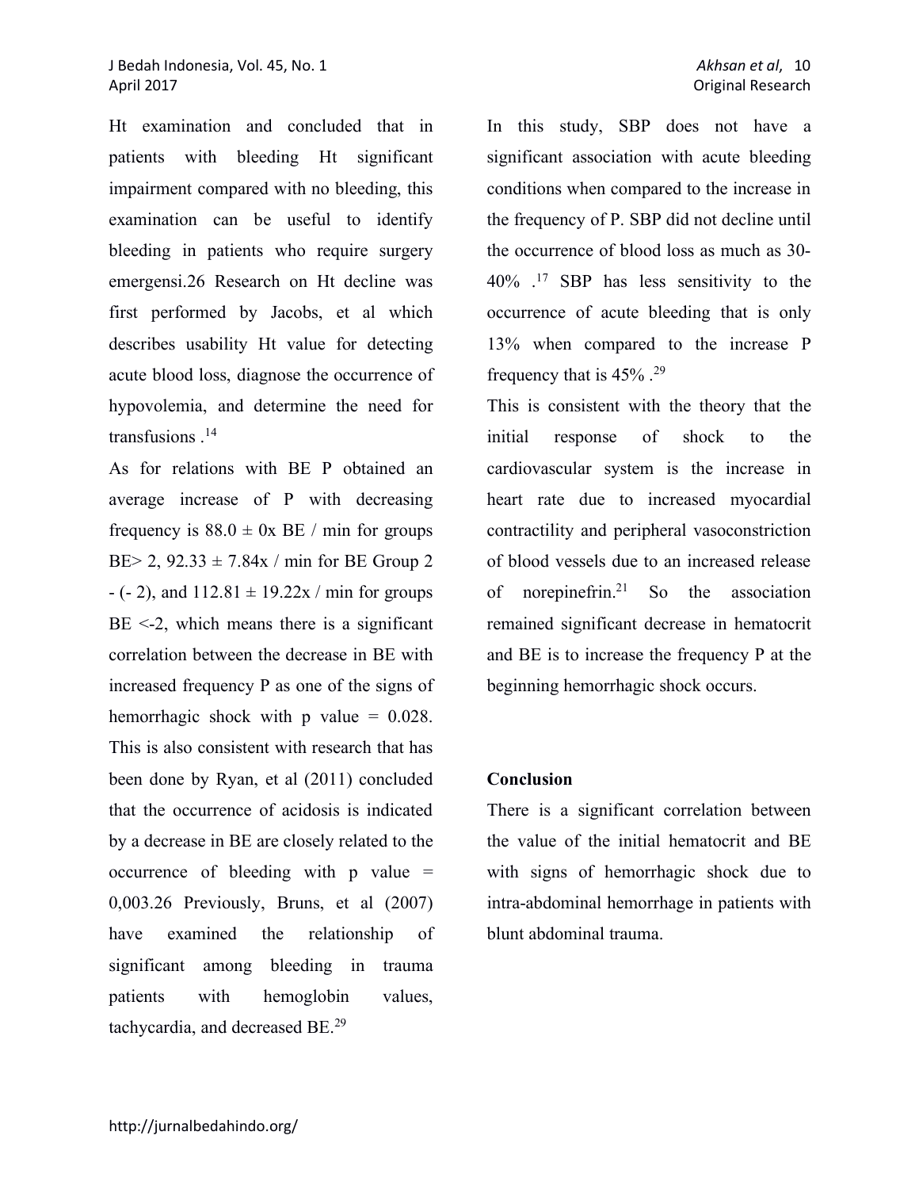Ht examination and concluded that in patients with bleeding Ht significant impairment compared with no bleeding, this examination can be useful to identify bleeding in patients who require surgery emergensi.26 Research on Ht decline was first performed by Jacobs, et al which describes usability Ht value for detecting acute blood loss, diagnose the occurrence of hypovolemia, and determine the need for transfusions .[14]

As for relations with BE P obtained an average increase of P with decreasing frequency is 88.0 ± 0x BE / min for groups BE> 2, 92.33 ± 7.84x / min for BE Group 2 - (- 2), and 112.81 ± 19.22x / min for groups BE <-2, which means there is a significant correlation between the decrease in BE with increased frequency P as one of the signs of hemorrhagic shock with p value = 0.028. This is also consistent with research that has been done by Ryan, et al (2011) concluded that the occurrence of acidosis is indicated by a decrease in BE are closely related to the occurrence of bleeding with p value = 0,003.26 Previously, Bruns, et al (2007) have examined the relationship of significant among bleeding in trauma patients with hemoglobin values, tachycardia, and decreased BE.[29]

In this study, SBP does not have a significant association with acute bleeding conditions when compared to the increase in the frequency of P. SBP did not decline until the occurrence of blood loss as much as 30-40% .[17] SBP has less sensitivity to the occurrence of acute bleeding that is only 13% when compared to the increase P frequency that is 45% .[29]

This is consistent with the theory that the initial response of shock to the cardiovascular system is the increase in heart rate due to increased myocardial contractility and peripheral vasoconstriction of blood vessels due to an increased release of norepinefrin.[21] So the association remained significant decrease in hematocrit and BE is to increase the frequency P at the beginning hemorrhagic shock occurs.

## Conclusion

There is a significant correlation between the value of the initial hematocrit and BE with signs of hemorrhagic shock due to intra-abdominal hemorrhage in patients with blunt abdominal trauma.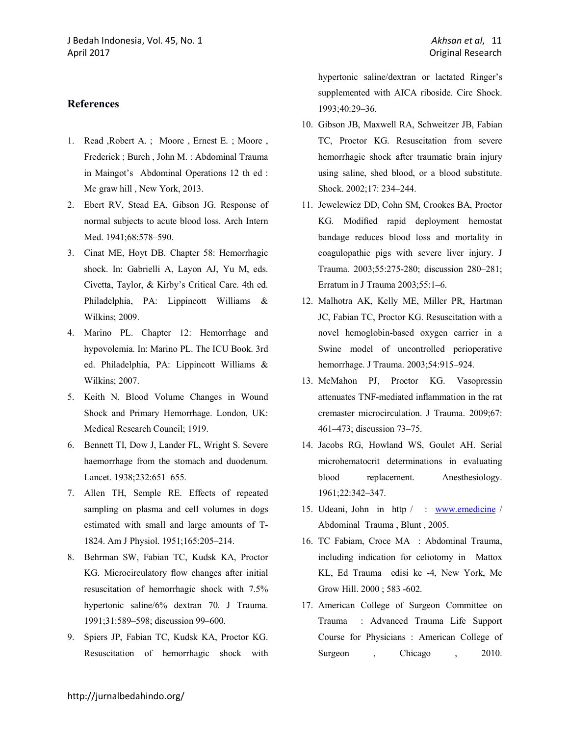## References

1. Read ,Robert A. ; Moore , Ernest E. ; Moore , Frederick ; Burch , John M. : Abdominal Trauma in Maingot's Abdominal Operations 12 th ed : Mc graw hill , New York, 2013.
2. Ebert RV, Stead EA, Gibson JG. Response of normal subjects to acute blood loss. Arch Intern Med. 1941;68:578–590.
3. Cinat ME, Hoyt DB. Chapter 58: Hemorrhagic shock. In: Gabrielli A, Layon AJ, Yu M, eds. Civetta, Taylor, & Kirby's Critical Care. 4th ed. Philadelphia, PA: Lippincott Williams & Wilkins; 2009.
4. Marino PL. Chapter 12: Hemorrhage and hypovolemia. In: Marino PL. The ICU Book. 3rd ed. Philadelphia, PA: Lippincott Williams & Wilkins; 2007.
5. Keith N. Blood Volume Changes in Wound Shock and Primary Hemorrhage. London, UK: Medical Research Council; 1919.
6. Bennett TI, Dow J, Lander FL, Wright S. Severe haemorrhage from the stomach and duodenum. Lancet. 1938;232:651–655.
7. Allen TH, Semple RE. Effects of repeated sampling on plasma and cell volumes in dogs estimated with small and large amounts of T-1824. Am J Physiol. 1951;165:205–214.
8. Behrman SW, Fabian TC, Kudsk KA, Proctor KG. Microcirculatory flow changes after initial resuscitation of hemorrhagic shock with 7.5% hypertonic saline/6% dextran 70. J Trauma. 1991;31:589–598; discussion 99–600.
9. Spiers JP, Fabian TC, Kudsk KA, Proctor KG. Resuscitation of hemorrhagic shock with hypertonic saline/dextran or lactated Ringer's supplemented with AICA riboside. Circ Shock. 1993;40:29–36.
10. Gibson JB, Maxwell RA, Schweitzer JB, Fabian TC, Proctor KG. Resuscitation from severe hemorrhagic shock after traumatic brain injury using saline, shed blood, or a blood substitute. Shock. 2002;17: 234–244.
11. Jewelewicz DD, Cohn SM, Crookes BA, Proctor KG. Modified rapid deployment hemostat bandage reduces blood loss and mortality in coagulopathic pigs with severe liver injury. J Trauma. 2003;55:275-280; discussion 280–281; Erratum in J Trauma 2003;55:1–6.
12. Malhotra AK, Kelly ME, Miller PR, Hartman JC, Fabian TC, Proctor KG. Resuscitation with a novel hemoglobin-based oxygen carrier in a Swine model of uncontrolled perioperative hemorrhage. J Trauma. 2003;54:915–924.
13. McMahon PJ, Proctor KG. Vasopressin attenuates TNF-mediated inflammation in the rat cremaster microcirculation. J Trauma. 2009;67: 461–473; discussion 73–75.
14. Jacobs RG, Howland WS, Goulet AH. Serial microhematocrit determinations in evaluating blood replacement. Anesthesiology. 1961;22:342–347.
15. Udeani, John in http / : www.emedicine / Abdominal Trauma , Blunt , 2005.
16. TC Fabiam, Croce MA : Abdominal Trauma, including indication for celiotomy in Mattox KL, Ed Trauma edisi ke -4, New York, Mc Grow Hill. 2000 ; 583 -602.
17. American College of Surgeon Committee on Trauma : Advanced Trauma Life Support Course for Physicians : American College of Surgeon , Chicago , 2010.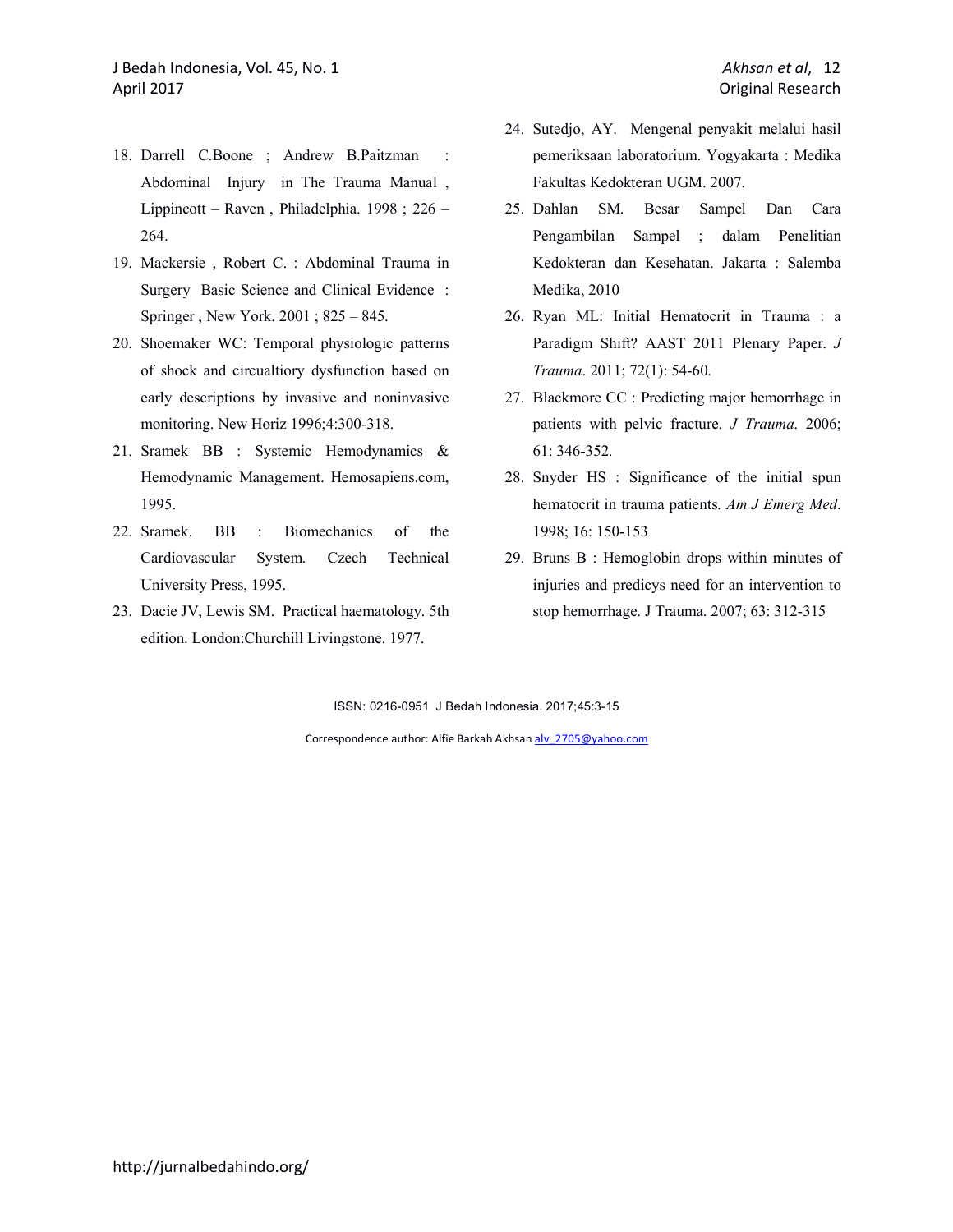18. Darrell C.Boone ; Andrew B.Paitzman : Abdominal Injury in The Trauma Manual , Lippincott – Raven , Philadelphia. 1998 ; 226 – 264.
19. Mackersie , Robert C. : Abdominal Trauma in Surgery Basic Science and Clinical Evidence : Springer , New York. 2001 ; 825 – 845.
20. Shoemaker WC: Temporal physiologic patterns of shock and circualtiory dysfunction based on early descriptions by invasive and noninvasive monitoring. New Horiz 1996;4:300-318.
21. Sramek BB : Systemic Hemodynamics & Hemodynamic Management. Hemosapiens.com, 1995.
22. Sramek. BB : Biomechanics of the Cardiovascular System. Czech Technical University Press, 1995.
23. Dacie JV, Lewis SM. Practical haematology. 5th edition. London:Churchill Livingstone. 1977.
24. Sutedjo, AY. Mengenal penyakit melalui hasil pemeriksaan laboratorium. Yogyakarta : Medika Fakultas Kedokteran UGM. 2007.
25. Dahlan SM. Besar Sampel Dan Cara Pengambilan Sampel ; dalam Penelitian Kedokteran dan Kesehatan. Jakarta : Salemba Medika, 2010
26. Ryan ML: Initial Hematocrit in Trauma : a Paradigm Shift? AAST 2011 Plenary Paper. *J Trauma*. 2011; 72(1): 54-60.
27. Blackmore CC : Predicting major hemorrhage in patients with pelvic fracture. *J Trauma*. 2006; 61: 346-352.
28. Snyder HS : Significance of the initial spun hematocrit in trauma patients. *Am J Emerg Med*. 1998; 16: 150-153
29. Bruns B : Hemoglobin drops within minutes of injuries and predicys need for an intervention to stop hemorrhage. J Trauma. 2007; 63: 312-315

ISSN: 0216-0951 J Bedah Indonesia. 2017;45:3-15

Correspondence author: Alfie Barkah Akhsan alv_2705@yahoo.com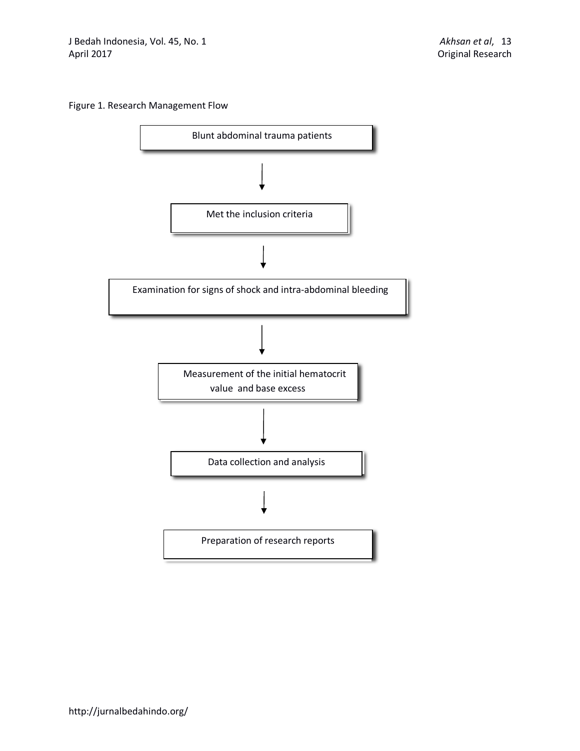Figure 1. Research Management Flow

Blunt abdominal trauma patients

↓

Met the inclusion criteria

↓

Examination for signs of shock and intra-abdominal bleeding

↓

Measurement of the initial hematocrit value and base excess

↓

Data collection and analysis

↓

Preparation of research reports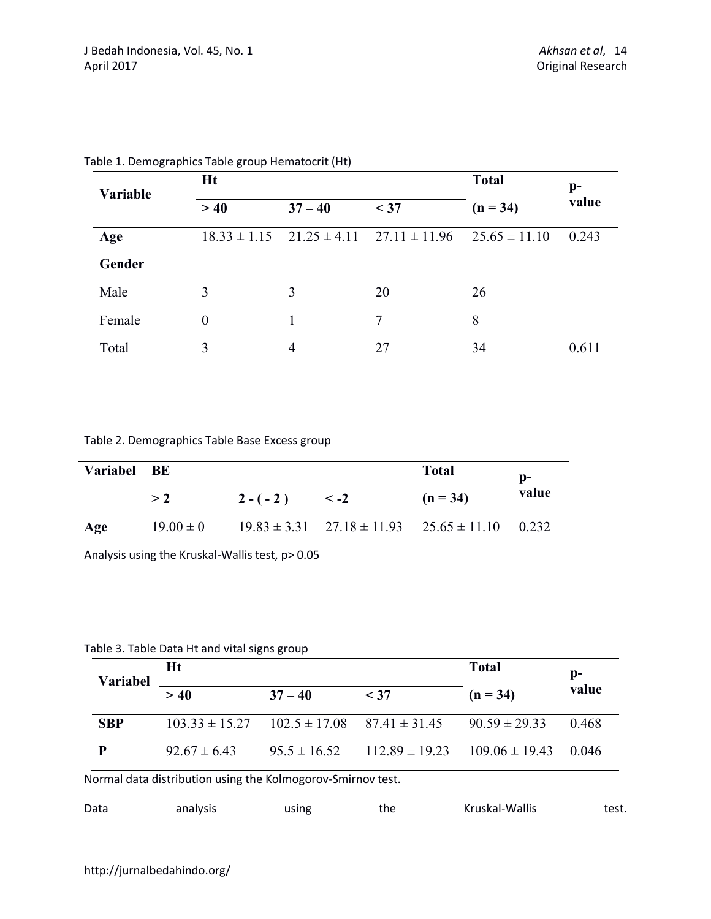Table 1. Demographics Table group Hematocrit (Ht)

| Variable | Ht | | | Total | p-value |
|---|---|---|---|---|---|
| | > 40 | 37 – 40 | < 37 | (n = 34) | |
| **Age** | 18.33 ± 1.15 | 21.25 ± 4.11 | 27.11 ± 11.96 | 25.65 ± 11.10 | 0.243 |
| **Gender** | | | | | |
| Male | 3 | 3 | 20 | 26 | |
| Female | 0 | 1 | 7 | 8 | |
| Total | 3 | 4 | 27 | 34 | 0.611 |

Table 2. Demographics Table Base Excess group

| Variabel | BE | | | Total | p-value |
|---|---|---|---|---|---|
| | > 2 | 2 - ( - 2 ) | < -2 | (n = 34) | |
| **Age** | 19.00 ± 0 | 19.83 ± 3.31 | 27.18 ± 11.93 | 25.65 ± 11.10 | 0.232 |

Analysis using the Kruskal-Wallis test, p> 0.05

Table 3. Table Data Ht and vital signs group

| Variabel | Ht | | | Total | p-value |
|---|---|---|---|---|---|
| | > 40 | 37 – 40 | < 37 | (n = 34) | |
| **SBP** | 103.33 ± 15.27 | 102.5 ± 17.08 | 87.41 ± 31.45 | 90.59 ± 29.33 | 0.468 |
| **P** | 92.67 ± 6.43 | 95.5 ± 16.52 | 112.89 ± 19.23 | 109.06 ± 19.43 | 0.046 |

Normal data distribution using the Kolmogorov-Smirnov test.

Data analysis using the Kruskal-Wallis test.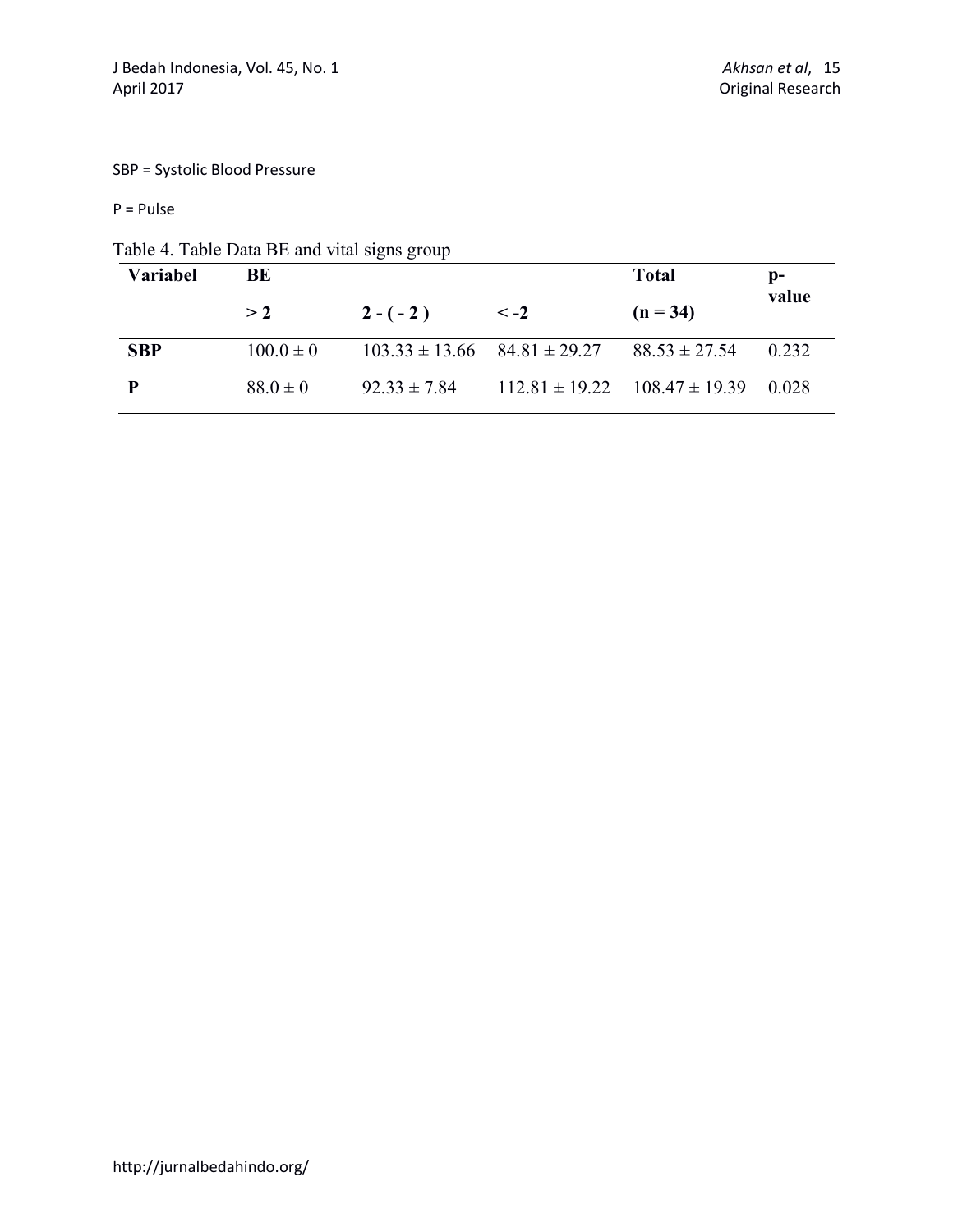SBP = Systolic Blood Pressure

P = Pulse

Table 4. Table Data BE and vital signs group

| Variabel | BE | | | Total | p-value |
|---|---|---|---|---|---|
| | > 2 | 2 - ( - 2 ) | < -2 | (n = 34) | |
| **SBP** | 100.0 ± 0 | 103.33 ± 13.66 | 84.81 ± 29.27 | 88.53 ± 27.54 | 0.232 |
| **P** | 88.0 ± 0 | 92.33 ± 7.84 | 112.81 ± 19.22 | 108.47 ± 19.39 | 0.028 |